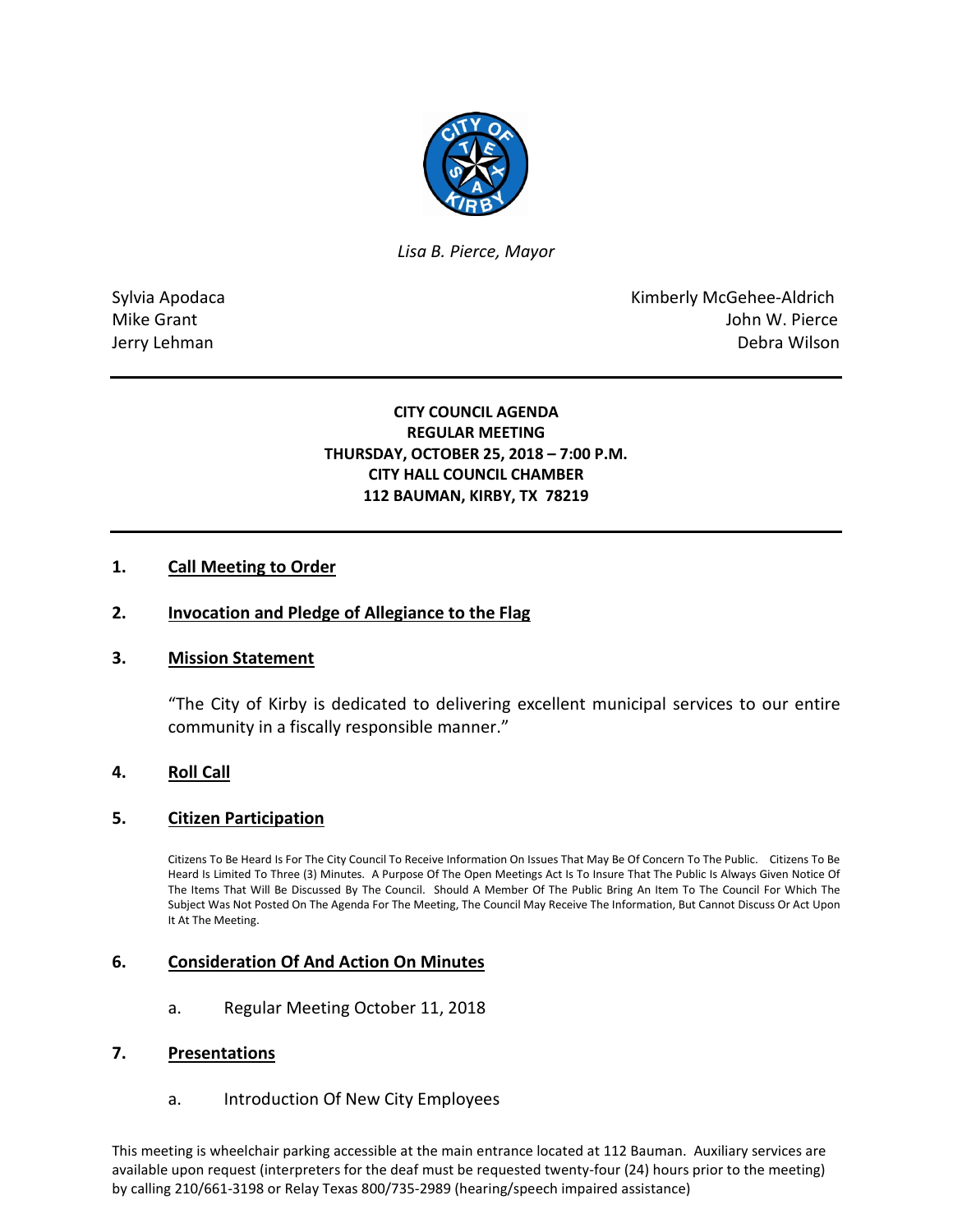*Lisa B. Pierce, Mayor*

Sylvia Apodaca
Mike Grant
Jerry Lehman

Kimberly McGehee-Aldrich
John W. Pierce
Debra Wilson

**CITY COUNCIL AGENDA**
**REGULAR MEETING**
**THURSDAY, OCTOBER 25, 2018 – 7:00 P.M.**
**CITY HALL COUNCIL CHAMBER**
**112 BAUMAN, KIRBY, TX 78219**

## 1. Call Meeting to Order

## 2. Invocation and Pledge of Allegiance to the Flag

## 3. Mission Statement

"The City of Kirby is dedicated to delivering excellent municipal services to our entire community in a fiscally responsible manner."

## 4. Roll Call

## 5. Citizen Participation

Citizens To Be Heard Is For The City Council To Receive Information On Issues That May Be Of Concern To The Public. Citizens To Be Heard Is Limited To Three (3) Minutes. A Purpose Of The Open Meetings Act Is To Insure That The Public Is Always Given Notice Of The Items That Will Be Discussed By The Council. Should A Member Of The Public Bring An Item To The Council For Which The Subject Was Not Posted On The Agenda For The Meeting, The Council May Receive The Information, But Cannot Discuss Or Act Upon It At The Meeting.

## 6. Consideration Of And Action On Minutes

a. Regular Meeting October 11, 2018

## 7. Presentations

a. Introduction Of New City Employees

This meeting is wheelchair parking accessible at the main entrance located at 112 Bauman. Auxiliary services are available upon request (interpreters for the deaf must be requested twenty-four (24) hours prior to the meeting) by calling 210/661-3198 or Relay Texas 800/735-2989 (hearing/speech impaired assistance)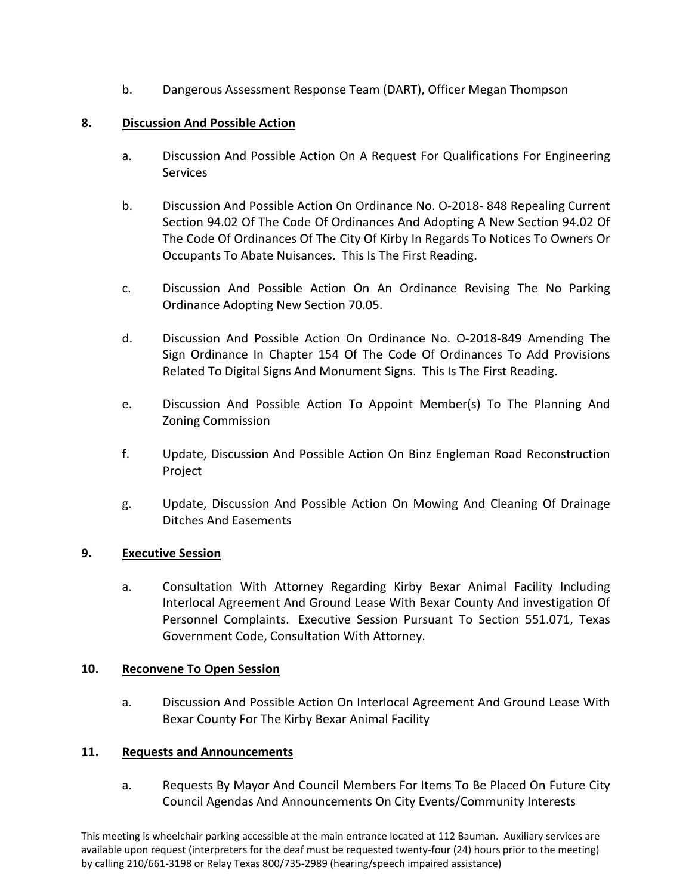b. Dangerous Assessment Response Team (DART), Officer Megan Thompson

**8. <u>Discussion And Possible Action</u>**

a. Discussion And Possible Action On A Request For Qualifications For Engineering Services

b. Discussion And Possible Action On Ordinance No. O-2018- 848 Repealing Current Section 94.02 Of The Code Of Ordinances And Adopting A New Section 94.02 Of The Code Of Ordinances Of The City Of Kirby In Regards To Notices To Owners Or Occupants To Abate Nuisances. This Is The First Reading.

c. Discussion And Possible Action On An Ordinance Revising The No Parking Ordinance Adopting New Section 70.05.

d. Discussion And Possible Action On Ordinance No. O-2018-849 Amending The Sign Ordinance In Chapter 154 Of The Code Of Ordinances To Add Provisions Related To Digital Signs And Monument Signs. This Is The First Reading.

e. Discussion And Possible Action To Appoint Member(s) To The Planning And Zoning Commission

f. Update, Discussion And Possible Action On Binz Engleman Road Reconstruction Project

g. Update, Discussion And Possible Action On Mowing And Cleaning Of Drainage Ditches And Easements

**9. <u>Executive Session</u>**

a. Consultation With Attorney Regarding Kirby Bexar Animal Facility Including Interlocal Agreement And Ground Lease With Bexar County And investigation Of Personnel Complaints. Executive Session Pursuant To Section 551.071, Texas Government Code, Consultation With Attorney.

**10. <u>Reconvene To Open Session</u>**

a. Discussion And Possible Action On Interlocal Agreement And Ground Lease With Bexar County For The Kirby Bexar Animal Facility

**11. <u>Requests and Announcements</u>**

a. Requests By Mayor And Council Members For Items To Be Placed On Future City Council Agendas And Announcements On City Events/Community Interests

This meeting is wheelchair parking accessible at the main entrance located at 112 Bauman. Auxiliary services are available upon request (interpreters for the deaf must be requested twenty-four (24) hours prior to the meeting) by calling 210/661-3198 or Relay Texas 800/735-2989 (hearing/speech impaired assistance)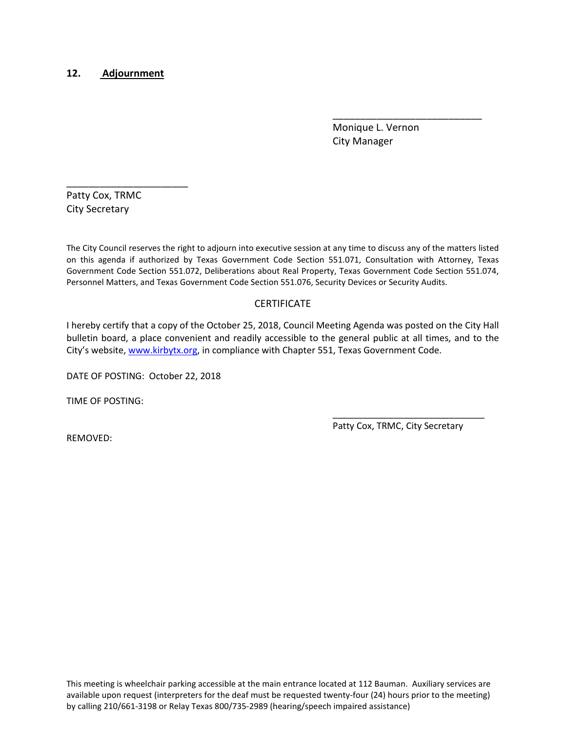**12. Adjournment**

\_\_\_\_\_\_\_\_\_\_\_\_\_\_\_\_\_\_\_\_\_\_\_\_\_\_\_\_

Monique L. Vernon
City Manager

\_\_\_\_\_\_\_\_\_\_\_\_\_\_\_\_\_\_\_\_\_\_\_

Patty Cox, TRMC
City Secretary

The City Council reserves the right to adjourn into executive session at any time to discuss any of the matters listed on this agenda if authorized by Texas Government Code Section 551.071, Consultation with Attorney, Texas Government Code Section 551.072, Deliberations about Real Property, Texas Government Code Section 551.074, Personnel Matters, and Texas Government Code Section 551.076, Security Devices or Security Audits.

CERTIFICATE

I hereby certify that a copy of the October 25, 2018, Council Meeting Agenda was posted on the City Hall bulletin board, a place convenient and readily accessible to the general public at all times, and to the City's website, www.kirbytx.org, in compliance with Chapter 551, Texas Government Code.

DATE OF POSTING: October 22, 2018

TIME OF POSTING:

\_\_\_\_\_\_\_\_\_\_\_\_\_\_\_\_\_\_\_\_\_\_\_\_\_\_\_\_\_\_

Patty Cox, TRMC, City Secretary

REMOVED:

This meeting is wheelchair parking accessible at the main entrance located at 112 Bauman. Auxiliary services are available upon request (interpreters for the deaf must be requested twenty-four (24) hours prior to the meeting) by calling 210/661-3198 or Relay Texas 800/735-2989 (hearing/speech impaired assistance)